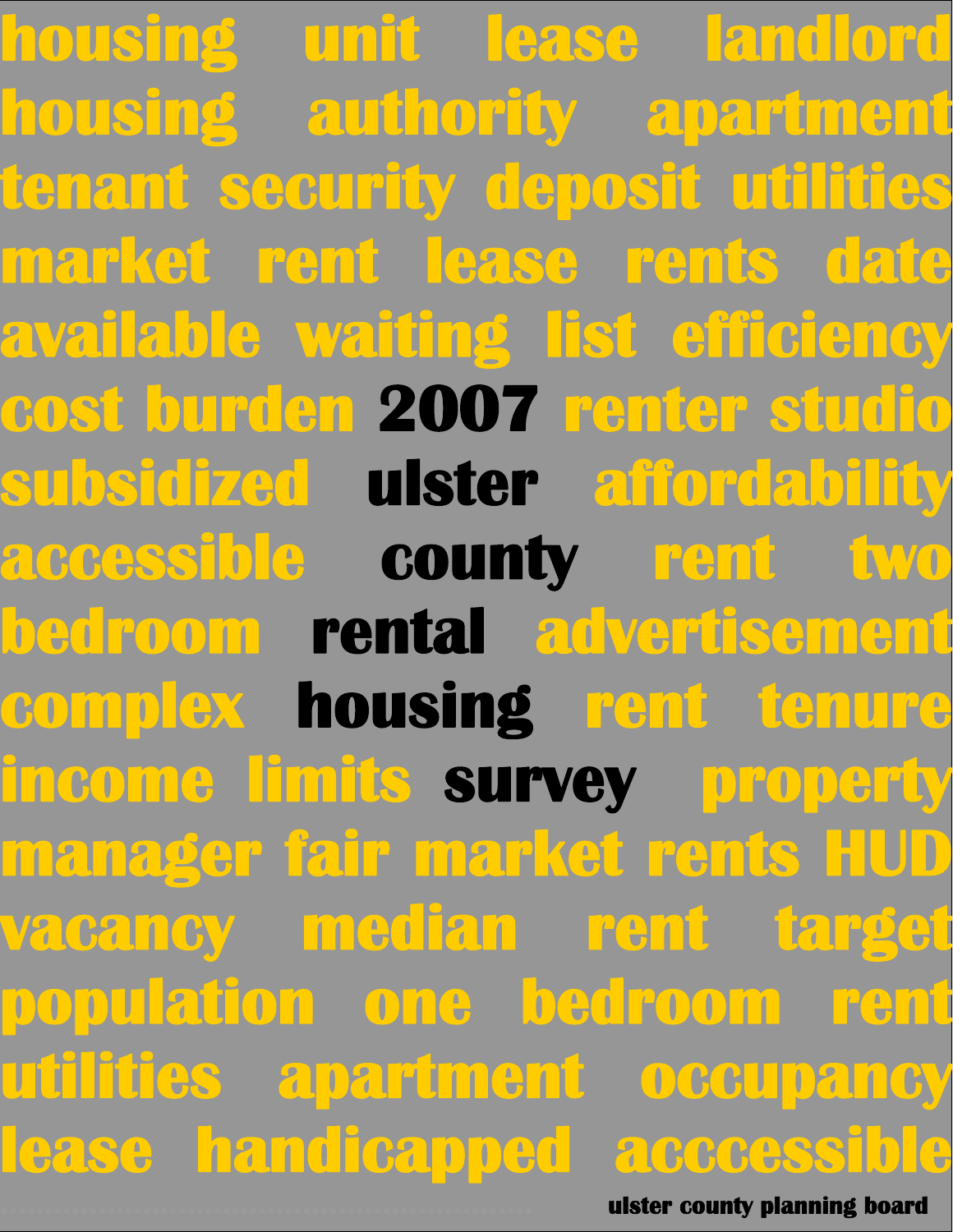housing unit lease landlord housing authority apartment tenant security deposit utilities market rent lease rents date available waiting list efficiency cost burden **2007** renter studio subsidized **ulster** affordability accessible **county** rent two bedroom **rental** advertisement complex **housing** rent tenure income limits **survey** property manager fair market rents HUD vacancy median rent target population one bedroom rent utilities apartment occupancy lease handicapped acccessible

**ulster county planning board**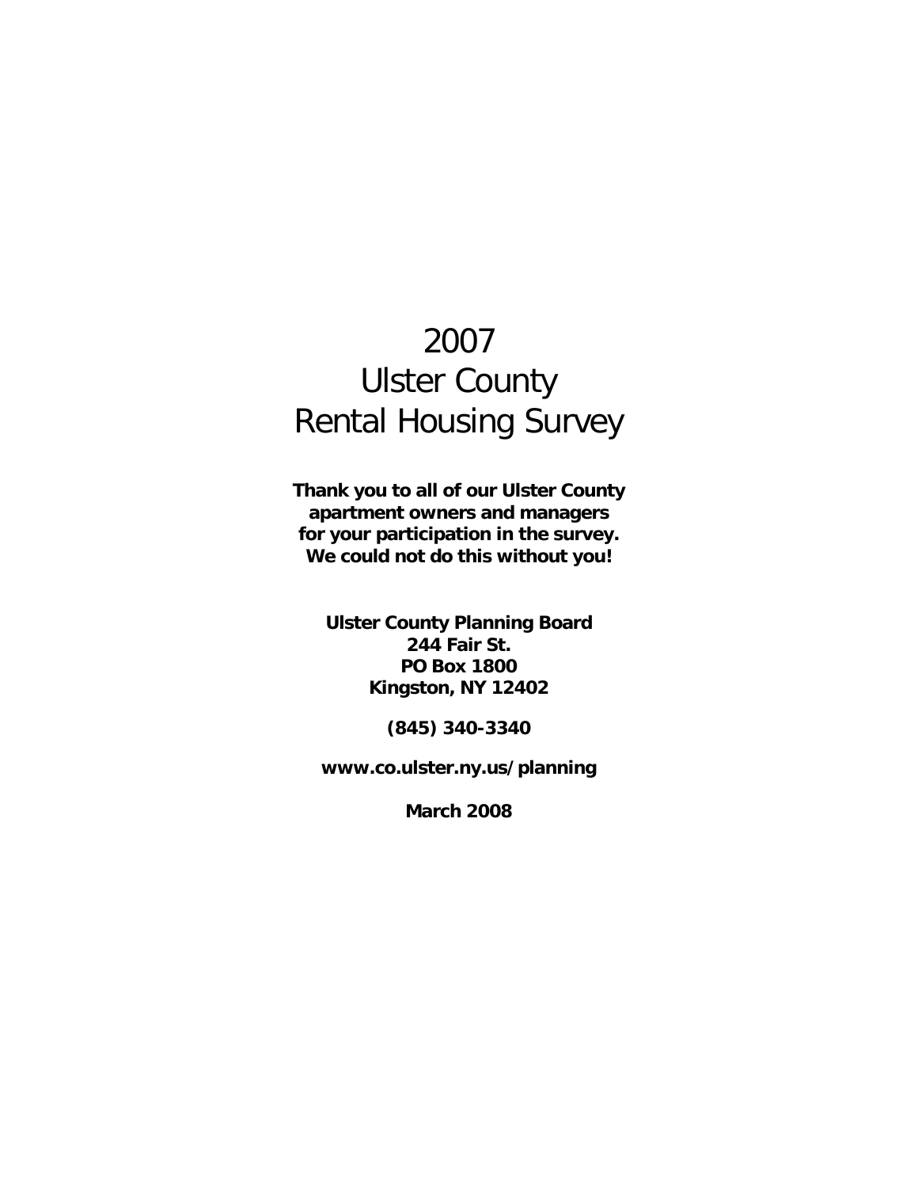# 2007
# Ulster County
# Rental Housing Survey

**Thank you to all of our Ulster County apartment owners and managers for your participation in the survey. We could not do this without you!**

**Ulster County Planning Board**
**244 Fair St.**
**PO Box 1800**
**Kingston, NY 12402**

**(845) 340-3340**

**www.co.ulster.ny.us/planning**

**March 2008**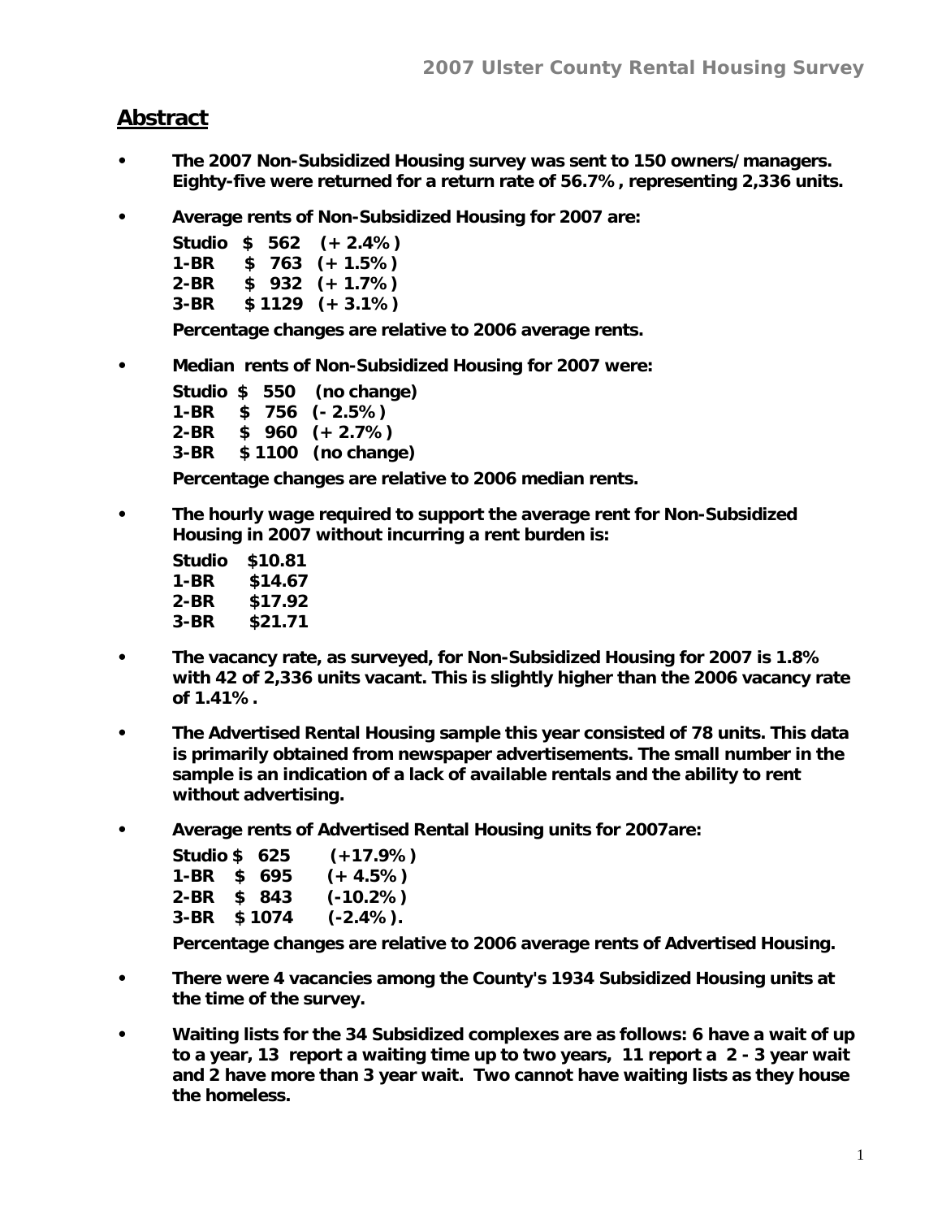# Abstract

- **The 2007 Non-Subsidized Housing survey was sent to 150 owners/managers. Eighty-five were returned for a return rate of 56.7%, representing 2,336 units.**

- **Average rents of Non-Subsidized Housing for 2007 are:**

  **Studio $ 562 (+ 2.4%)**
  **1-BR $ 763 (+ 1.5%)**
  **2-BR $ 932 (+ 1.7%)**
  **3-BR $ 1129 (+ 3.1%)**

  **Percentage changes are relative to 2006 average rents.**

- **Median rents of Non-Subsidized Housing for 2007 were:**

  **Studio $ 550 (no change)**
  **1-BR $ 756 (- 2.5%)**
  **2-BR $ 960 (+ 2.7%)**
  **3-BR $ 1100 (no change)**

  **Percentage changes are relative to 2006 median rents.**

- **The hourly wage required to support the average rent for Non-Subsidized Housing in 2007 without incurring a rent burden is:**

  **Studio $10.81**
  **1-BR $14.67**
  **2-BR $17.92**
  **3-BR $21.71**

- **The vacancy rate, as surveyed, for Non-Subsidized Housing for 2007 is 1.8% with 42 of 2,336 units vacant. This is slightly higher than the 2006 vacancy rate of 1.41%.**

- **The Advertised Rental Housing sample this year consisted of 78 units. This data is primarily obtained from newspaper advertisements. The small number in the sample is an indication of a lack of available rentals and the ability to rent without advertising.**

- **Average rents of Advertised Rental Housing units for 2007are:**

  **Studio $ 625 (+17.9%)**
  **1-BR $ 695 (+ 4.5%)**
  **2-BR $ 843 (-10.2%)**
  **3-BR $ 1074 (-2.4%).**

  **Percentage changes are relative to 2006 average rents of Advertised Housing.**

- **There were 4 vacancies among the County's 1934 Subsidized Housing units at the time of the survey.**

- **Waiting lists for the 34 Subsidized complexes are as follows: 6 have a wait of up to a year, 13 report a waiting time up to two years, 11 report a 2 - 3 year wait and 2 have more than 3 year wait. Two cannot have waiting lists as they house the homeless.**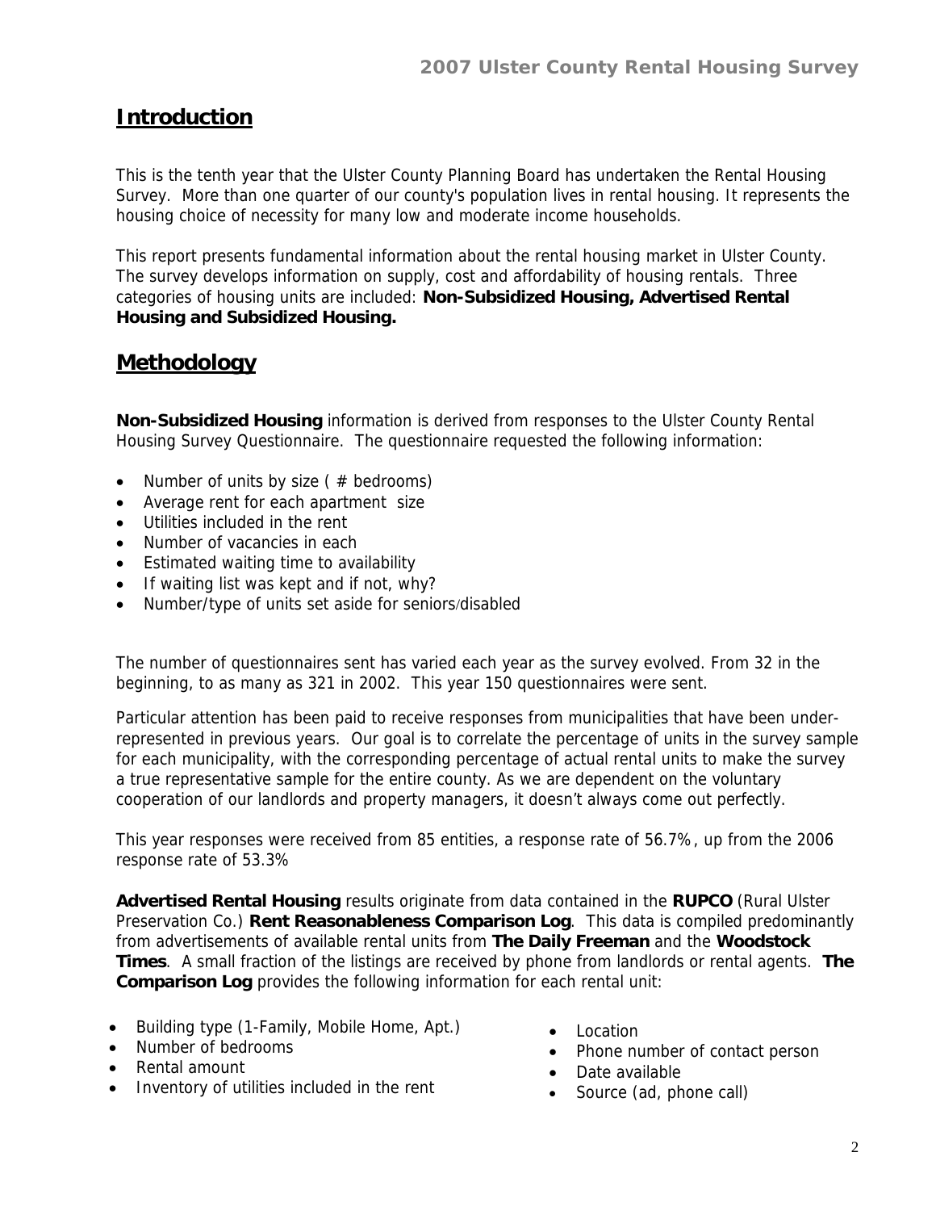## Introduction

This is the tenth year that the Ulster County Planning Board has undertaken the Rental Housing Survey. More than one quarter of our county's population lives in rental housing. It represents the housing choice of necessity for many low and moderate income households.

This report presents fundamental information about the rental housing market in Ulster County. The survey develops information on supply, cost and affordability of housing rentals. Three categories of housing units are included: **Non-Subsidized Housing, Advertised Rental Housing and Subsidized Housing.**

## Methodology

**Non-Subsidized Housing** information is derived from responses to the Ulster County Rental Housing Survey Questionnaire. The questionnaire requested the following information:

- Number of units by size ( # bedrooms)
- Average rent for each apartment size
- Utilities included in the rent
- Number of vacancies in each
- Estimated waiting time to availability
- If waiting list was kept and if not, why?
- Number/type of units set aside for seniors/disabled

The number of questionnaires sent has varied each year as the survey evolved. From 32 in the beginning, to as many as 321 in 2002. This year 150 questionnaires were sent.

Particular attention has been paid to receive responses from municipalities that have been under-represented in previous years. Our goal is to correlate the percentage of units in the survey sample for each municipality, with the corresponding percentage of actual rental units to make the survey a true representative sample for the entire county. As we are dependent on the voluntary cooperation of our landlords and property managers, it doesn't always come out perfectly.

This year responses were received from 85 entities, a response rate of 56.7%, up from the 2006 response rate of 53.3%

**Advertised Rental Housing** results originate from data contained in the **RUPCO** (Rural Ulster Preservation Co.) **Rent Reasonableness Comparison Log**. This data is compiled predominantly from advertisements of available rental units from **The Daily Freeman** and the **Woodstock Times**. A small fraction of the listings are received by phone from landlords or rental agents. **The Comparison Log** provides the following information for each rental unit:

- Building type (1-Family, Mobile Home, Apt.)
- Number of bedrooms
- Rental amount
- Inventory of utilities included in the rent
- Location
- Phone number of contact person
- Date available
- Source (ad, phone call)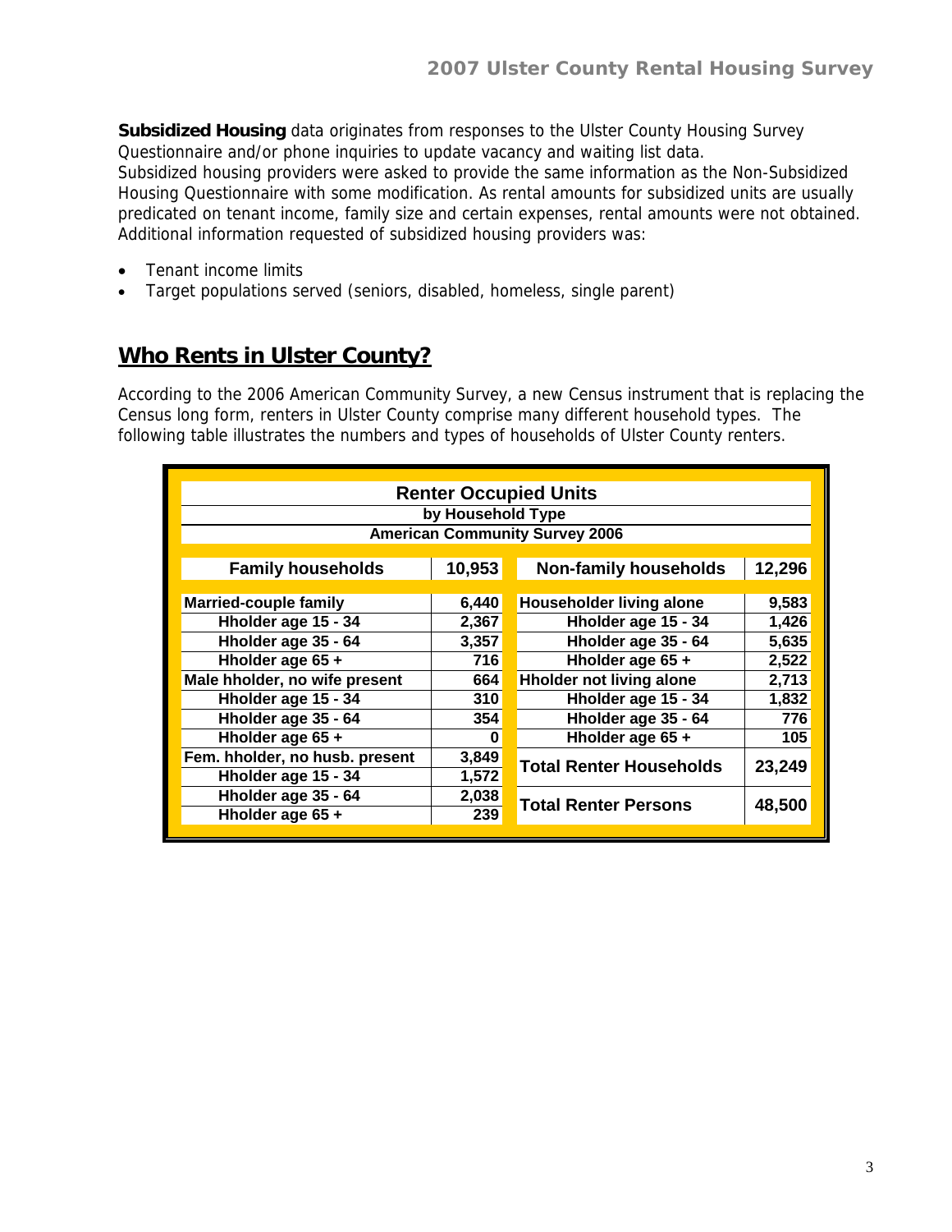**Subsidized Housing** data originates from responses to the Ulster County Housing Survey Questionnaire and/or phone inquiries to update vacancy and waiting list data.
Subsidized housing providers were asked to provide the same information as the Non-Subsidized Housing Questionnaire with some modification. As rental amounts for subsidized units are usually predicated on tenant income, family size and certain expenses, rental amounts were not obtained. Additional information requested of subsidized housing providers was:

- Tenant income limits
- Target populations served (seniors, disabled, homeless, single parent)

## Who Rents in Ulster County?

According to the 2006 American Community Survey, a new Census instrument that is replacing the Census long form, renters in Ulster County comprise many different household types. The following table illustrates the numbers and types of households of Ulster County renters.

**Renter Occupied Units**
**by Household Type**
**American Community Survey 2006**

| Family households | 10,953 | Non-family households | 12,296 |
|---|---|---|---|
| **Married-couple family** | **6,440** | **Householder living alone** | **9,583** |
| Hholder age 15 - 34 | 2,367 | Hholder age 15 - 34 | 1,426 |
| Hholder age 35 - 64 | 3,357 | Hholder age 35 - 64 | 5,635 |
| Hholder age 65 + | 716 | Hholder age 65 + | 2,522 |
| **Male hholder, no wife present** | **664** | **Hholder not living alone** | **2,713** |
| Hholder age 15 - 34 | 310 | Hholder age 15 - 34 | 1,832 |
| Hholder age 35 - 64 | 354 | Hholder age 35 - 64 | 776 |
| Hholder age 65 + | 0 | Hholder age 65 + | 105 |
| **Fem. hholder, no husb. present** | **3,849** | **Total Renter Households** | **23,249** |
| Hholder age 15 - 34 | 1,572 | | |
| Hholder age 35 - 64 | 2,038 | **Total Renter Persons** | **48,500** |
| Hholder age 65 + | 239 | | |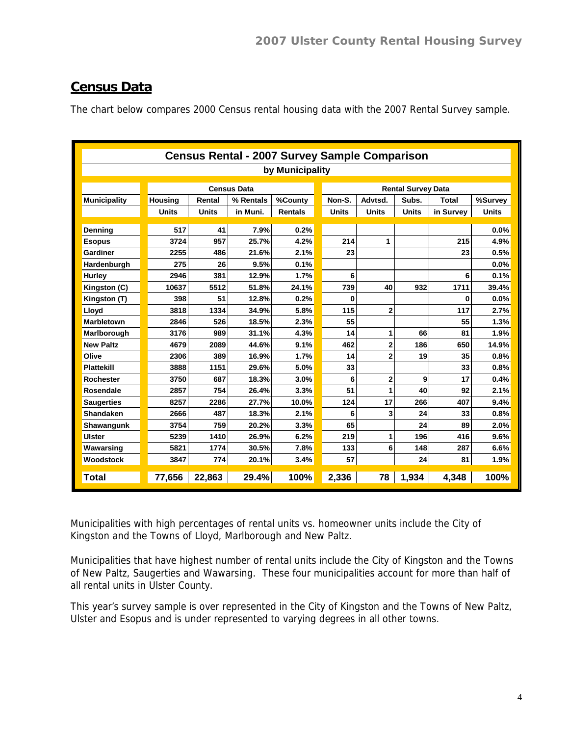## Census Data

The chart below compares 2000 Census rental housing data with the 2007 Rental Survey sample.

| Census Rental - 2007 Survey Sample Comparison by Municipality | | | | | | | | | |
|---|---|---|---|---|---|---|---|---|---|
| | Census Data | | | | Rental Survey Data | | | | |
| Municipality | Housing Units | Rental Units | % Rentals in Muni. | %County Rentals | Non-S. Units | Advtsd. Units | Subs. Units | Total in Survey | %Survey Units |
| Denning | 517 | 41 | 7.9% | 0.2% | | | | | 0.0% |
| Esopus | 3724 | 957 | 25.7% | 4.2% | 214 | 1 | | 215 | 4.9% |
| Gardiner | 2255 | 486 | 21.6% | 2.1% | 23 | | | 23 | 0.5% |
| Hardenburgh | 275 | 26 | 9.5% | 0.1% | | | | | 0.0% |
| Hurley | 2946 | 381 | 12.9% | 1.7% | 6 | | | 6 | 0.1% |
| Kingston (C) | 10637 | 5512 | 51.8% | 24.1% | 739 | 40 | 932 | 1711 | 39.4% |
| Kingston (T) | 398 | 51 | 12.8% | 0.2% | 0 | | | 0 | 0.0% |
| Lloyd | 3818 | 1334 | 34.9% | 5.8% | 115 | 2 | | 117 | 2.7% |
| Marbletown | 2846 | 526 | 18.5% | 2.3% | 55 | | | 55 | 1.3% |
| Marlborough | 3176 | 989 | 31.1% | 4.3% | 14 | 1 | 66 | 81 | 1.9% |
| New Paltz | 4679 | 2089 | 44.6% | 9.1% | 462 | 2 | 186 | 650 | 14.9% |
| Olive | 2306 | 389 | 16.9% | 1.7% | 14 | 2 | 19 | 35 | 0.8% |
| Plattekill | 3888 | 1151 | 29.6% | 5.0% | 33 | | | 33 | 0.8% |
| Rochester | 3750 | 687 | 18.3% | 3.0% | 6 | 2 | 9 | 17 | 0.4% |
| Rosendale | 2857 | 754 | 26.4% | 3.3% | 51 | 1 | 40 | 92 | 2.1% |
| Saugerties | 8257 | 2286 | 27.7% | 10.0% | 124 | 17 | 266 | 407 | 9.4% |
| Shandaken | 2666 | 487 | 18.3% | 2.1% | 6 | 3 | 24 | 33 | 0.8% |
| Shawangunk | 3754 | 759 | 20.2% | 3.3% | 65 | | 24 | 89 | 2.0% |
| Ulster | 5239 | 1410 | 26.9% | 6.2% | 219 | 1 | 196 | 416 | 9.6% |
| Wawarsing | 5821 | 1774 | 30.5% | 7.8% | 133 | 6 | 148 | 287 | 6.6% |
| Woodstock | 3847 | 774 | 20.1% | 3.4% | 57 | | 24 | 81 | 1.9% |
| **Total** | **77,656** | **22,863** | **29.4%** | **100%** | **2,336** | **78** | **1,934** | **4,348** | **100%** |

Municipalities with high percentages of rental units vs. homeowner units include the City of Kingston and the Towns of Lloyd, Marlborough and New Paltz.

Municipalities that have highest number of rental units include the City of Kingston and the Towns of New Paltz, Saugerties and Wawarsing. These four municipalities account for more than half of all rental units in Ulster County.

This year's survey sample is over represented in the City of Kingston and the Towns of New Paltz, Ulster and Esopus and is under represented to varying degrees in all other towns.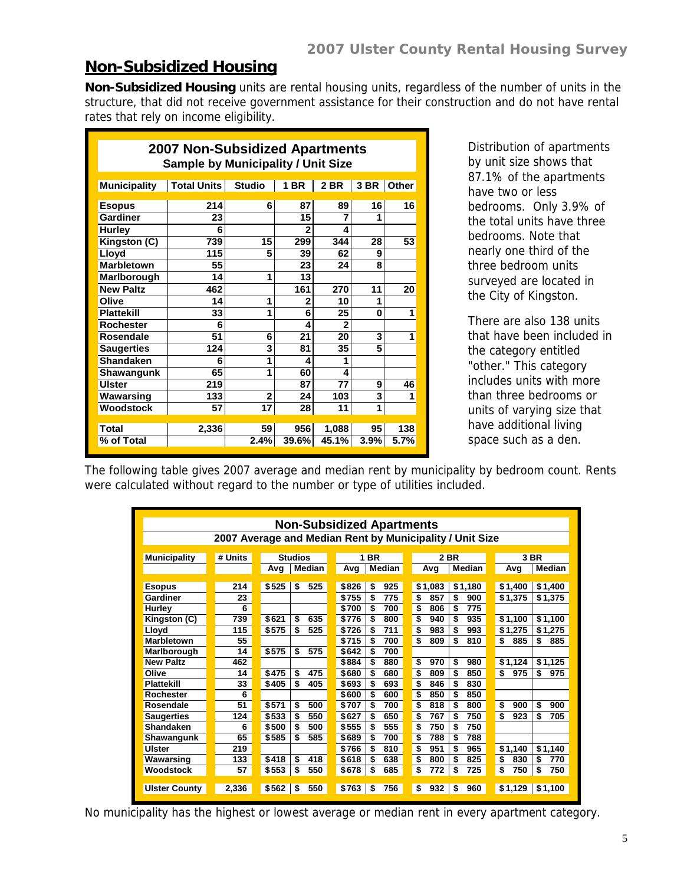## Non-Subsidized Housing

**Non-Subsidized Housing** units are rental housing units, regardless of the number of units in the structure, that did not receive government assistance for their construction and do not have rental rates that rely on income eligibility.

**2007 Non-Subsidized Apartments**
**Sample by Municipality / Unit Size**

| Municipality | Total Units | Studio | 1 BR | 2 BR | 3 BR | Other |
|---|---|---|---|---|---|---|
| Esopus | 214 | 6 | 87 | 89 | 16 | 16 |
| Gardiner | 23 | | 15 | 7 | 1 | |
| Hurley | 6 | | 2 | 4 | | |
| Kingston (C) | 739 | 15 | 299 | 344 | 28 | 53 |
| Lloyd | 115 | 5 | 39 | 62 | 9 | |
| Marbletown | 55 | | 23 | 24 | 8 | |
| Marlborough | 14 | 1 | 13 | | | |
| New Paltz | 462 | | 161 | 270 | 11 | 20 |
| Olive | 14 | 1 | 2 | 10 | 1 | |
| Plattekill | 33 | 1 | 6 | 25 | 0 | 1 |
| Rochester | 6 | | 4 | 2 | | |
| Rosendale | 51 | 6 | 21 | 20 | 3 | 1 |
| Saugerties | 124 | 3 | 81 | 35 | 5 | |
| Shandaken | 6 | 1 | 4 | 1 | | |
| Shawangunk | 65 | 1 | 60 | 4 | | |
| Ulster | 219 | | 87 | 77 | 9 | 46 |
| Wawarsing | 133 | 2 | 24 | 103 | 3 | 1 |
| Woodstock | 57 | 17 | 28 | 11 | 1 | |
| Total | 2,336 | 59 | 956 | 1,088 | 95 | 138 |
| % of Total | | 2.4% | 39.6% | 45.1% | 3.9% | 5.7% |

Distribution of apartments by unit size shows that 87.1% of the apartments have two or less bedrooms. Only 3.9% of the total units have three bedrooms. Note that nearly one third of the three bedroom units surveyed are located in the City of Kingston.

There are also 138 units that have been included in the category entitled "other." This category includes units with more than three bedrooms or units of varying size that have additional living space such as a den.

The following table gives 2007 average and median rent by municipality by bedroom count. Rents were calculated without regard to the number or type of utilities included.

**Non-Subsidized Apartments**
**2007 Average and Median Rent by Municipality / Unit Size**

| Municipality | # Units | Studios | | 1 BR | | 2 BR | | 3 BR | |
|---|---|---|---|---|---|---|---|---|---|
| | | Avg | Median | Avg | Median | Avg | Median | Avg | Median |
| Esopus | 214 | $525 | $ 525 | $826 | $ 925 | $1,083 | $1,180 | $1,400 | $1,400 |
| Gardiner | 23 | | | $755 | $ 775 | $ 857 | $ 900 | $1,375 | $1,375 |
| Hurley | 6 | | | $700 | $ 700 | $ 806 | $ 775 | | |
| Kingston (C) | 739 | $621 | $ 635 | $776 | $ 800 | $ 940 | $ 935 | $1,100 | $1,100 |
| Lloyd | 115 | $575 | $ 525 | $726 | $ 711 | $ 983 | $ 993 | $1,275 | $1,275 |
| Marbletown | 55 | | | $715 | $ 700 | $ 809 | $ 810 | $ 885 | $ 885 |
| Marlborough | 14 | $575 | $ 575 | $642 | $ 700 | | | | |
| New Paltz | 462 | | | $884 | $ 880 | $ 970 | $ 980 | $1,124 | $1,125 |
| Olive | 14 | $475 | $ 475 | $680 | $ 680 | $ 809 | $ 850 | $ 975 | $ 975 |
| Plattekill | 33 | $405 | $ 405 | $693 | $ 693 | $ 846 | $ 830 | | |
| Rochester | 6 | | | $600 | $ 600 | $ 850 | $ 850 | | |
| Rosendale | 51 | $571 | $ 500 | $707 | $ 700 | $ 818 | $ 800 | $ 900 | $ 900 |
| Saugerties | 124 | $533 | $ 550 | $627 | $ 650 | $ 767 | $ 750 | $ 923 | $ 705 |
| Shandaken | 6 | $500 | $ 500 | $555 | $ 555 | $ 750 | $ 750 | | |
| Shawangunk | 65 | $585 | $ 585 | $689 | $ 700 | $ 788 | $ 788 | | |
| Ulster | 219 | | | $766 | $ 810 | $ 951 | $ 965 | $1,140 | $1,140 |
| Wawarsing | 133 | $418 | $ 418 | $618 | $ 638 | $ 800 | $ 825 | $ 830 | $ 770 |
| Woodstock | 57 | $553 | $ 550 | $678 | $ 685 | $ 772 | $ 725 | $ 750 | $ 750 |
| Ulster County | 2,336 | $562 | $ 550 | $763 | $ 756 | $ 932 | $ 960 | $1,129 | $1,100 |

No municipality has the highest or lowest average or median rent in every apartment category.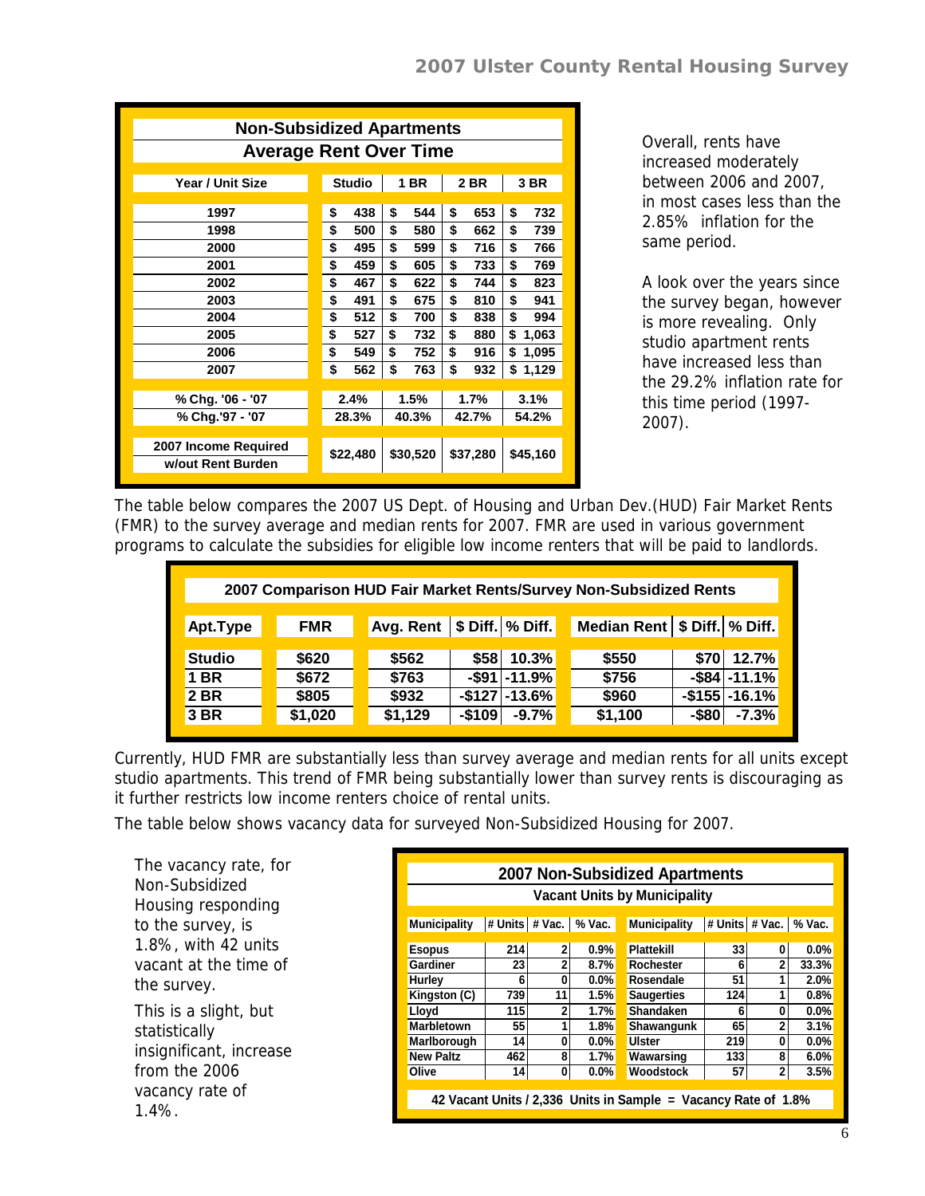| Non-Subsidized Apartments Average Rent Over Time | | | | |
|---|---|---|---|---|
| Year / Unit Size | Studio | 1 BR | 2 BR | 3 BR |
| 1997 | $ 438 | $ 544 | $ 653 | $ 732 |
| 1998 | $ 500 | $ 580 | $ 662 | $ 739 |
| 2000 | $ 495 | $ 599 | $ 716 | $ 766 |
| 2001 | $ 459 | $ 605 | $ 733 | $ 769 |
| 2002 | $ 467 | $ 622 | $ 744 | $ 823 |
| 2003 | $ 491 | $ 675 | $ 810 | $ 941 |
| 2004 | $ 512 | $ 700 | $ 838 | $ 994 |
| 2005 | $ 527 | $ 732 | $ 880 | $ 1,063 |
| 2006 | $ 549 | $ 752 | $ 916 | $ 1,095 |
| 2007 | $ 562 | $ 763 | $ 932 | $ 1,129 |
| % Chg. '06 - '07 | 2.4% | 1.5% | 1.7% | 3.1% |
| % Chg.'97 - '07 | 28.3% | 40.3% | 42.7% | 54.2% |
| 2007 Income Required w/out Rent Burden | $22,480 | $30,520 | $37,280 | $45,160 |

Overall, rents have increased moderately between 2006 and 2007, in most cases less than the 2.85% inflation for the same period.

A look over the years since the survey began, however is more revealing. Only studio apartment rents have increased less than the 29.2% inflation rate for this time period (1997-2007).

The table below compares the 2007 US Dept. of Housing and Urban Dev.(HUD) Fair Market Rents (FMR) to the survey average and median rents for 2007. FMR are used in various government programs to calculate the subsidies for eligible low income renters that will be paid to landlords.

| 2007 Comparison HUD Fair Market Rents/Survey Non-Subsidized Rents | | | | | | | |
|---|---|---|---|---|---|---|---|
| Apt.Type | FMR | Avg. Rent | $ Diff. | % Diff. | Median Rent | $ Diff. | % Diff. |
| Studio | $620 | $562 | $58 | 10.3% | $550 | $70 | 12.7% |
| 1 BR | $672 | $763 | -$91 | -11.9% | $756 | -$84 | -11.1% |
| 2 BR | $805 | $932 | -$127 | -13.6% | $960 | -$155 | -16.1% |
| 3 BR | $1,020 | $1,129 | -$109 | -9.7% | $1,100 | -$80 | -7.3% |

Currently, HUD FMR are substantially less than survey average and median rents for all units except studio apartments. This trend of FMR being substantially lower than survey rents is discouraging as it further restricts low income renters choice of rental units.

The table below shows vacancy data for surveyed Non-Subsidized Housing for 2007.

The vacancy rate, for Non-Subsidized Housing responding to the survey, is 1.8%, with 42 units vacant at the time of the survey.

This is a slight, but statistically insignificant, increase from the 2006 vacancy rate of 1.4%.

| 2007 Non-Subsidized Apartments Vacant Units by Municipality | | | | | | | |
|---|---|---|---|---|---|---|---|
| Municipality | # Units | # Vac. | % Vac. | Municipality | # Units | # Vac. | % Vac. |
| Esopus | 214 | 2 | 0.9% | Plattekill | 33 | 0 | 0.0% |
| Gardiner | 23 | 2 | 8.7% | Rochester | 6 | 2 | 33.3% |
| Hurley | 6 | 0 | 0.0% | Rosendale | 51 | 1 | 2.0% |
| Kingston (C) | 739 | 11 | 1.5% | Saugerties | 124 | 1 | 0.8% |
| Lloyd | 115 | 2 | 1.7% | Shandaken | 6 | 0 | 0.0% |
| Marbletown | 55 | 1 | 1.8% | Shawangunk | 65 | 2 | 3.1% |
| Marlborough | 14 | 0 | 0.0% | Ulster | 219 | 0 | 0.0% |
| New Paltz | 462 | 8 | 1.7% | Wawarsing | 133 | 8 | 6.0% |
| Olive | 14 | 0 | 0.0% | Woodstock | 57 | 2 | 3.5% |
| 42 Vacant Units / 2,336 Units in Sample = Vacancy Rate of 1.8% | | | | | | | |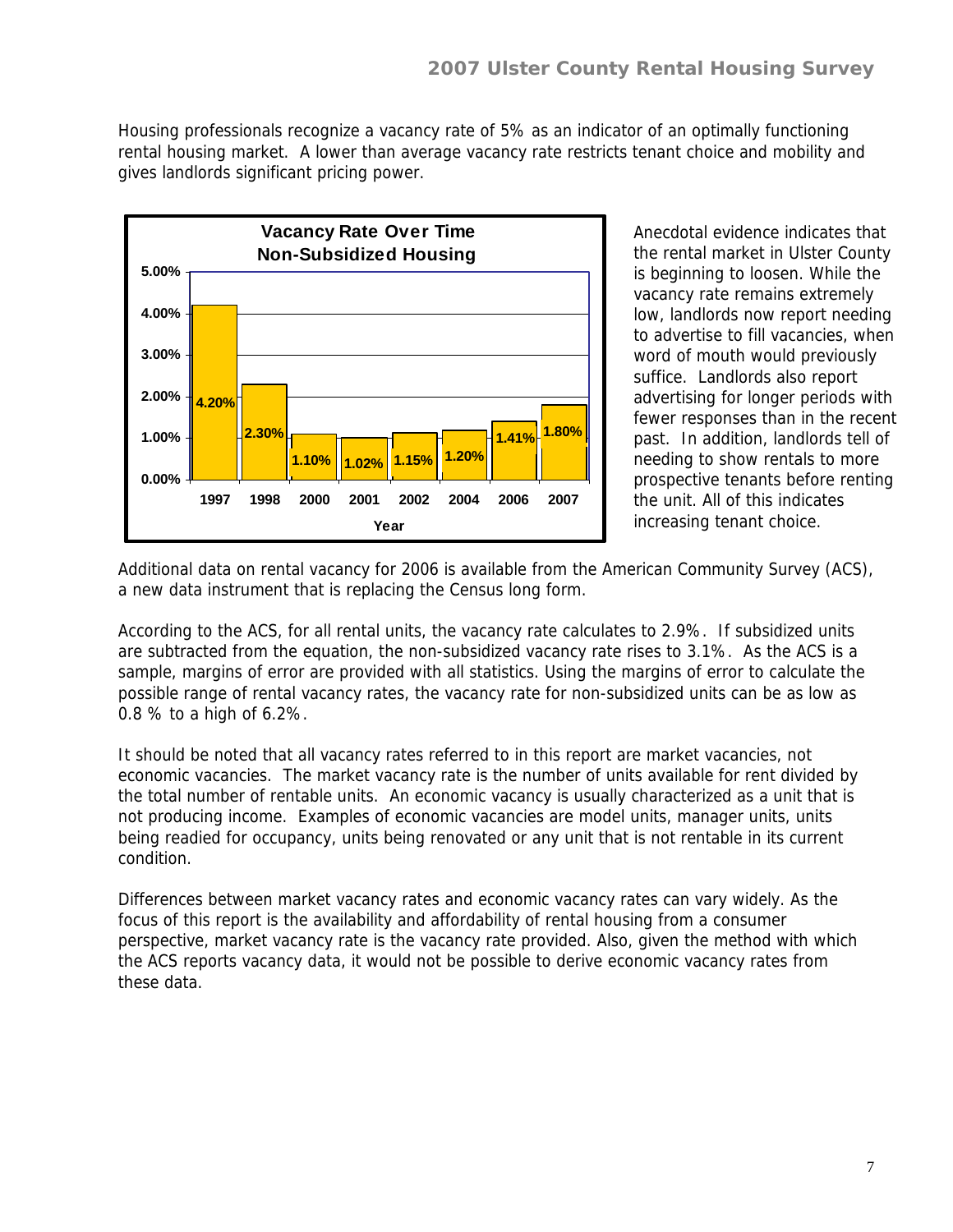Housing professionals recognize a vacancy rate of 5% as an indicator of an optimally functioning rental housing market. A lower than average vacancy rate restricts tenant choice and mobility and gives landlords significant pricing power.

**Vacancy Rate Over Time**
**Non-Subsidized Housing**

| Year | Vacancy Rate |
| --- | --- |
| 1997 | 4.20% |
| 1998 | 2.30% |
| 2000 | 1.10% |
| 2001 | 1.02% |
| 2002 | 1.15% |
| 2004 | 1.20% |
| 2006 | 1.41% |
| 2007 | 1.80% |

Anecdotal evidence indicates that the rental market in Ulster County is beginning to loosen. While the vacancy rate remains extremely low, landlords now report needing to advertise to fill vacancies, when word of mouth would previously suffice. Landlords also report advertising for longer periods with fewer responses than in the recent past. In addition, landlords tell of needing to show rentals to more prospective tenants before renting the unit. All of this indicates increasing tenant choice.

Additional data on rental vacancy for 2006 is available from the American Community Survey (ACS), a new data instrument that is replacing the Census long form.

According to the ACS, for all rental units, the vacancy rate calculates to 2.9%. If subsidized units are subtracted from the equation, the non-subsidized vacancy rate rises to 3.1%. As the ACS is a sample, margins of error are provided with all statistics. Using the margins of error to calculate the possible range of rental vacancy rates, the vacancy rate for non-subsidized units can be as low as 0.8 % to a high of 6.2%.

It should be noted that all vacancy rates referred to in this report are market vacancies, not economic vacancies. The market vacancy rate is the number of units available for rent divided by the total number of rentable units. An economic vacancy is usually characterized as a unit that is not producing income. Examples of economic vacancies are model units, manager units, units being readied for occupancy, units being renovated or any unit that is not rentable in its current condition.

Differences between market vacancy rates and economic vacancy rates can vary widely. As the focus of this report is the availability and affordability of rental housing from a consumer perspective, market vacancy rate is the vacancy rate provided. Also, given the method with which the ACS reports vacancy data, it would not be possible to derive economic vacancy rates from these data.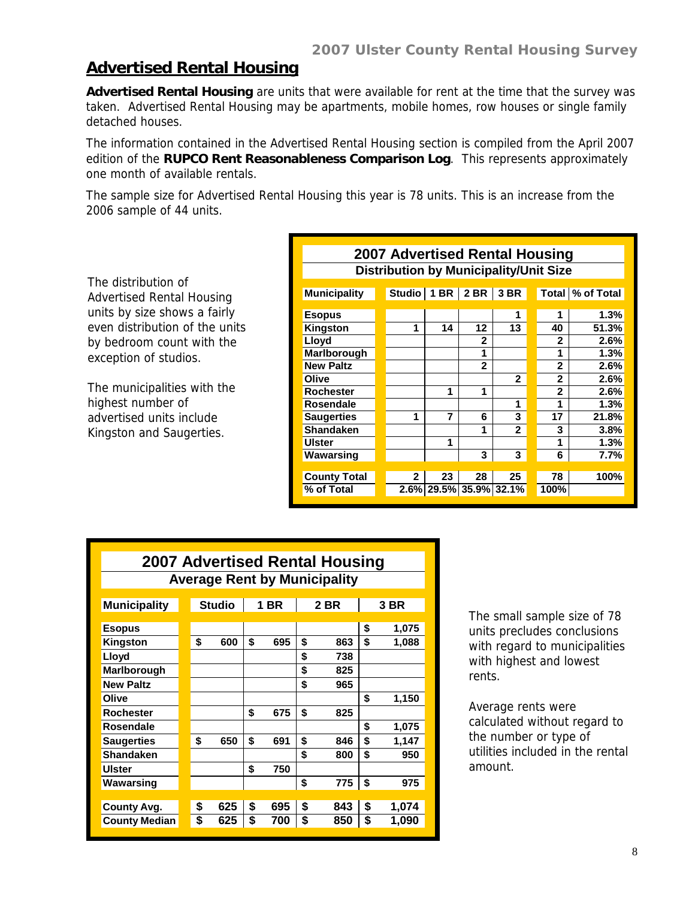## Advertised Rental Housing

**Advertised Rental Housing** are units that were available for rent at the time that the survey was taken. Advertised Rental Housing may be apartments, mobile homes, row houses or single family detached houses.

The information contained in the Advertised Rental Housing section is compiled from the April 2007 edition of the **RUPCO Rent Reasonableness Comparison Log**. This represents approximately one month of available rentals.

The sample size for Advertised Rental Housing this year is 78 units. This is an increase from the 2006 sample of 44 units.

The distribution of Advertised Rental Housing units by size shows a fairly even distribution of the units by bedroom count with the exception of studios.

The municipalities with the highest number of advertised units include Kingston and Saugerties.

**2007 Advertised Rental Housing**
**Distribution by Municipality/Unit Size**

| Municipality | Studio | 1 BR | 2 BR | 3 BR | Total | % of Total |
|---|---|---|---|---|---|---|
| Esopus | | | | 1 | 1 | 1.3% |
| Kingston | 1 | 14 | 12 | 13 | 40 | 51.3% |
| Lloyd | | | 2 | | 2 | 2.6% |
| Marlborough | | | 1 | | 1 | 1.3% |
| New Paltz | | | 2 | | 2 | 2.6% |
| Olive | | | | 2 | 2 | 2.6% |
| Rochester | | 1 | 1 | | 2 | 2.6% |
| Rosendale | | | | 1 | 1 | 1.3% |
| Saugerties | 1 | 7 | 6 | 3 | 17 | 21.8% |
| Shandaken | | | 1 | 2 | 3 | 3.8% |
| Ulster | | 1 | | | 1 | 1.3% |
| Wawarsing | | | 3 | 3 | 6 | 7.7% |
| County Total | 2 | 23 | 28 | 25 | 78 | 100% |
| % of Total | 2.6% | 29.5% | 35.9% | 32.1% | 100% | |

**2007 Advertised Rental Housing**
**Average Rent by Municipality**

| Municipality | Studio | 1 BR | 2 BR | 3 BR |
|---|---|---|---|---|
| Esopus | | | | $ 1,075 |
| Kingston | $ 600 | $ 695 | $ 863 | $ 1,088 |
| Lloyd | | | $ 738 | |
| Marlborough | | | $ 825 | |
| New Paltz | | | $ 965 | |
| Olive | | | | $ 1,150 |
| Rochester | | $ 675 | $ 825 | |
| Rosendale | | | | $ 1,075 |
| Saugerties | $ 650 | $ 691 | $ 846 | $ 1,147 |
| Shandaken | | | $ 800 | $ 950 |
| Ulster | | $ 750 | | |
| Wawarsing | | | $ 775 | $ 975 |
| County Avg. | $ 625 | $ 695 | $ 843 | $ 1,074 |
| County Median | $ 625 | $ 700 | $ 850 | $ 1,090 |

The small sample size of 78 units precludes conclusions with regard to municipalities with highest and lowest rents.

Average rents were calculated without regard to the number or type of utilities included in the rental amount.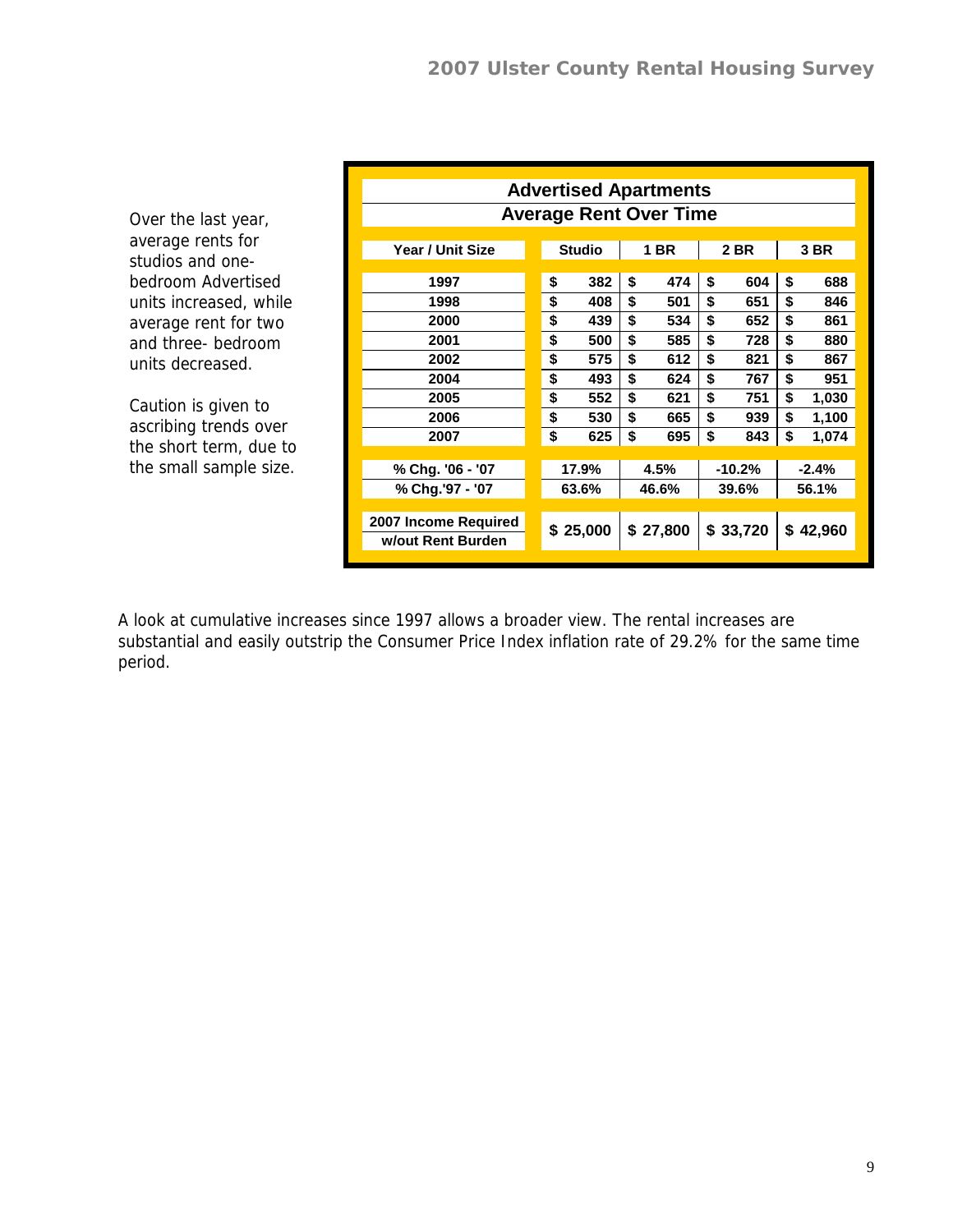Over the last year, average rents for studios and one-bedroom Advertised units increased, while average rent for two and three- bedroom units decreased.

Caution is given to ascribing trends over the short term, due to the small sample size.

**Advertised Apartments**
**Average Rent Over Time**

| Year / Unit Size | Studio | 1 BR | 2 BR | 3 BR |
|---|---|---|---|---|
| 1997 | $ 382 | $ 474 | $ 604 | $ 688 |
| 1998 | $ 408 | $ 501 | $ 651 | $ 846 |
| 2000 | $ 439 | $ 534 | $ 652 | $ 861 |
| 2001 | $ 500 | $ 585 | $ 728 | $ 880 |
| 2002 | $ 575 | $ 612 | $ 821 | $ 867 |
| 2004 | $ 493 | $ 624 | $ 767 | $ 951 |
| 2005 | $ 552 | $ 621 | $ 751 | $ 1,030 |
| 2006 | $ 530 | $ 665 | $ 939 | $ 1,100 |
| 2007 | $ 625 | $ 695 | $ 843 | $ 1,074 |
| % Chg. '06 - '07 | 17.9% | 4.5% | -10.2% | -2.4% |
| % Chg.'97 - '07 | 63.6% | 46.6% | 39.6% | 56.1% |
| 2007 Income Required w/out Rent Burden | $ 25,000 | $ 27,800 | $ 33,720 | $ 42,960 |

A look at cumulative increases since 1997 allows a broader view. The rental increases are substantial and easily outstrip the Consumer Price Index inflation rate of 29.2% for the same time period.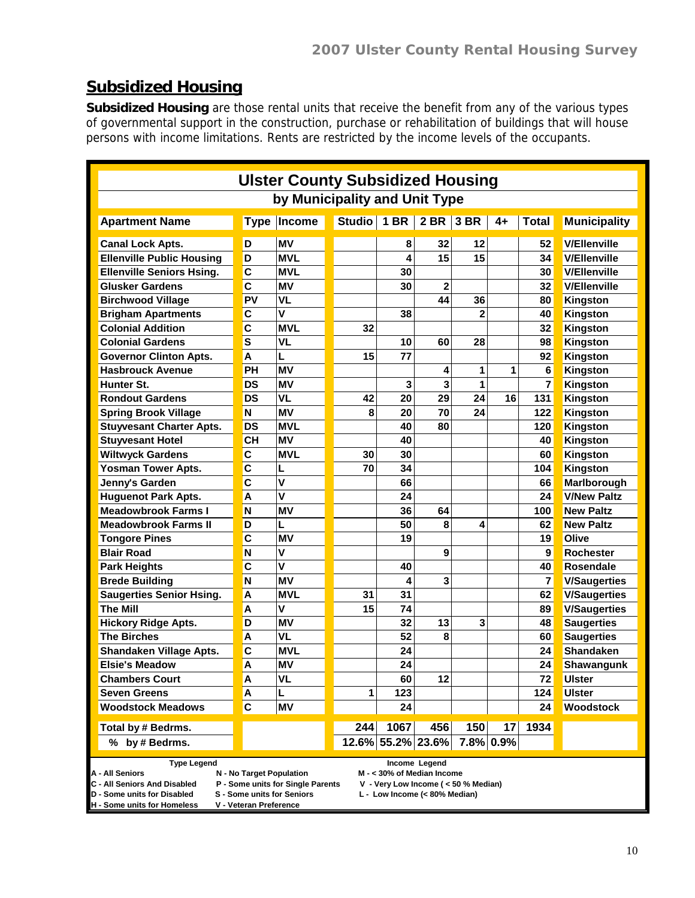## Subsidized Housing

**Subsidized Housing** are those rental units that receive the benefit from any of the various types of governmental support in the construction, purchase or rehabilitation of buildings that will house persons with income limitations. Rents are restricted by the income levels of the occupants.

### Ulster County Subsidized Housing

#### by Municipality and Unit Type

| Apartment Name | Type | Income | Studio | 1 BR | 2 BR | 3 BR | 4+ | Total | Municipality |
|---|---|---|---|---|---|---|---|---|---|
| Canal Lock Apts. | D | MV | | 8 | 32 | 12 | | 52 | V/Ellenville |
| Ellenville Public Housing | D | MVL | | 4 | 15 | 15 | | 34 | V/Ellenville |
| Ellenville Seniors Hsing. | C | MVL | | 30 | | | | 30 | V/Ellenville |
| Glusker Gardens | C | MV | | 30 | 2 | | | 32 | V/Ellenville |
| Birchwood Village | PV | VL | | | 44 | 36 | | 80 | Kingston |
| Brigham Apartments | C | V | | 38 | | 2 | | 40 | Kingston |
| Colonial Addition | C | MVL | 32 | | | | | 32 | Kingston |
| Colonial Gardens | S | VL | | 10 | 60 | 28 | | 98 | Kingston |
| Governor Clinton Apts. | A | L | 15 | 77 | | | | 92 | Kingston |
| Hasbrouck Avenue | PH | MV | | | 4 | 1 | 1 | 6 | Kingston |
| Hunter St. | DS | MV | | 3 | 3 | 1 | | 7 | Kingston |
| Rondout Gardens | DS | VL | 42 | 20 | 29 | 24 | 16 | 131 | Kingston |
| Spring Brook Village | N | MV | 8 | 20 | 70 | 24 | | 122 | Kingston |
| Stuyvesant Charter Apts. | DS | MVL | | 40 | 80 | | | 120 | Kingston |
| Stuyvesant Hotel | CH | MV | | 40 | | | | 40 | Kingston |
| Wiltwyck Gardens | C | MVL | 30 | 30 | | | | 60 | Kingston |
| Yosman Tower Apts. | C | L | 70 | 34 | | | | 104 | Kingston |
| Jenny's Garden | C | V | | 66 | | | | 66 | Marlborough |
| Huguenot Park Apts. | A | V | | 24 | | | | 24 | V/New Paltz |
| Meadowbrook Farms I | N | MV | | 36 | 64 | | | 100 | New Paltz |
| Meadowbrook Farms II | D | L | | 50 | 8 | 4 | | 62 | New Paltz |
| Tongore Pines | C | MV | | 19 | | | | 19 | Olive |
| Blair Road | N | V | | | 9 | | | 9 | Rochester |
| Park Heights | C | V | | 40 | | | | 40 | Rosendale |
| Brede Building | N | MV | | 4 | 3 | | | 7 | V/Saugerties |
| Saugerties Senior Hsing. | A | MVL | 31 | 31 | | | | 62 | V/Saugerties |
| The Mill | A | V | 15 | 74 | | | | 89 | V/Saugerties |
| Hickory Ridge Apts. | D | MV | | 32 | 13 | 3 | | 48 | Saugerties |
| The Birches | A | VL | | 52 | 8 | | | 60 | Saugerties |
| Shandaken Village Apts. | C | MVL | | 24 | | | | 24 | Shandaken |
| Elsie's Meadow | A | MV | | 24 | | | | 24 | Shawangunk |
| Chambers Court | A | VL | | 60 | 12 | | | 72 | Ulster |
| Seven Greens | A | L | 1 | 123 | | | | 124 | Ulster |
| Woodstock Meadows | C | MV | | 24 | | | | 24 | Woodstock |
| Total by # Bedrms. | | | 244 | 1067 | 456 | 150 | 17 | 1934 | |
| % by # Bedrms. | | | 12.6% | 55.2% | 23.6% | 7.8% | 0.9% | | |

**Type Legend**

- A - All Seniors
- C - All Seniors And Disabled
- D - Some units for Disabled
- H - Some units for Homeless
- N - No Target Population
- P - Some units for Single Parents
- S - Some units for Seniors
- V - Veteran Preference

**Income Legend**

- M - < 30% of Median Income
- V - Very Low Income ( < 50 % Median)
- L - Low Income (< 80% Median)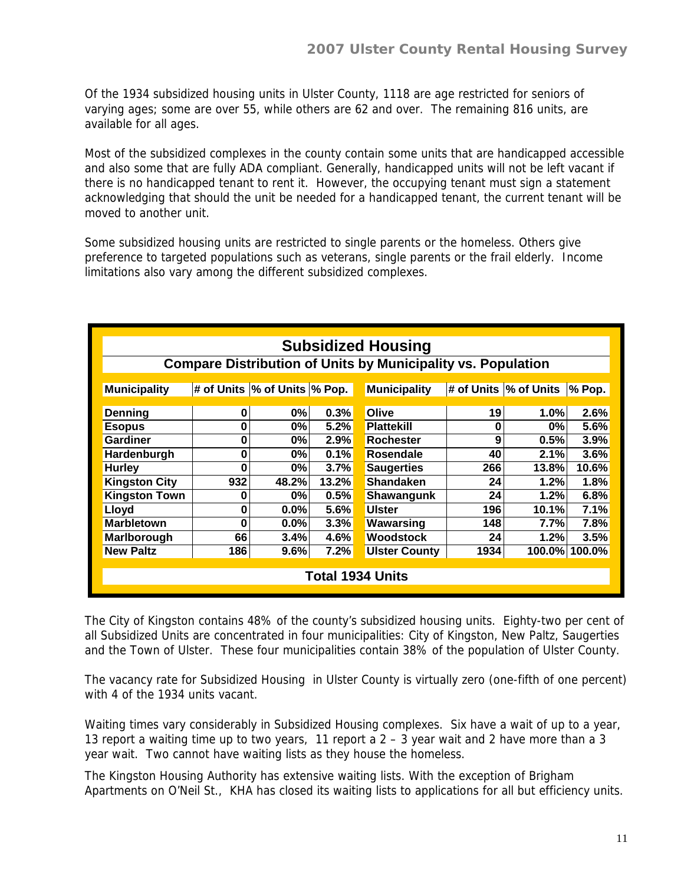Of the 1934 subsidized housing units in Ulster County, 1118 are age restricted for seniors of varying ages; some are over 55, while others are 62 and over. The remaining 816 units, are available for all ages.

Most of the subsidized complexes in the county contain some units that are handicapped accessible and also some that are fully ADA compliant. Generally, handicapped units will not be left vacant if there is no handicapped tenant to rent it. However, the occupying tenant must sign a statement acknowledging that should the unit be needed for a handicapped tenant, the current tenant will be moved to another unit.

Some subsidized housing units are restricted to single parents or the homeless. Others give preference to targeted populations such as veterans, single parents or the frail elderly. Income limitations also vary among the different subsidized complexes.

**Subsidized Housing**

**Compare Distribution of Units by Municipality vs. Population**

| Municipality | # of Units | % of Units | % Pop. | Municipality | # of Units | % of Units | % Pop. |
|---|---|---|---|---|---|---|---|
| Denning | 0 | 0% | 0.3% | Olive | 19 | 1.0% | 2.6% |
| Esopus | 0 | 0% | 5.2% | Plattekill | 0 | 0% | 5.6% |
| Gardiner | 0 | 0% | 2.9% | Rochester | 9 | 0.5% | 3.9% |
| Hardenburgh | 0 | 0% | 0.1% | Rosendale | 40 | 2.1% | 3.6% |
| Hurley | 0 | 0% | 3.7% | Saugerties | 266 | 13.8% | 10.6% |
| Kingston City | 932 | 48.2% | 13.2% | Shandaken | 24 | 1.2% | 1.8% |
| Kingston Town | 0 | 0% | 0.5% | Shawangunk | 24 | 1.2% | 6.8% |
| Lloyd | 0 | 0.0% | 5.6% | Ulster | 196 | 10.1% | 7.1% |
| Marbletown | 0 | 0.0% | 3.3% | Wawarsing | 148 | 7.7% | 7.8% |
| Marlborough | 66 | 3.4% | 4.6% | Woodstock | 24 | 1.2% | 3.5% |
| New Paltz | 186 | 9.6% | 7.2% | Ulster County | 1934 | 100.0% | 100.0% |

**Total 1934 Units**

The City of Kingston contains 48% of the county's subsidized housing units. Eighty-two per cent of all Subsidized Units are concentrated in four municipalities: City of Kingston, New Paltz, Saugerties and the Town of Ulster. These four municipalities contain 38% of the population of Ulster County.

The vacancy rate for Subsidized Housing in Ulster County is virtually zero (one-fifth of one percent) with 4 of the 1934 units vacant.

Waiting times vary considerably in Subsidized Housing complexes. Six have a wait of up to a year, 13 report a waiting time up to two years, 11 report a 2 – 3 year wait and 2 have more than a 3 year wait. Two cannot have waiting lists as they house the homeless.

The Kingston Housing Authority has extensive waiting lists. With the exception of Brigham Apartments on O'Neil St., KHA has closed its waiting lists to applications for all but efficiency units.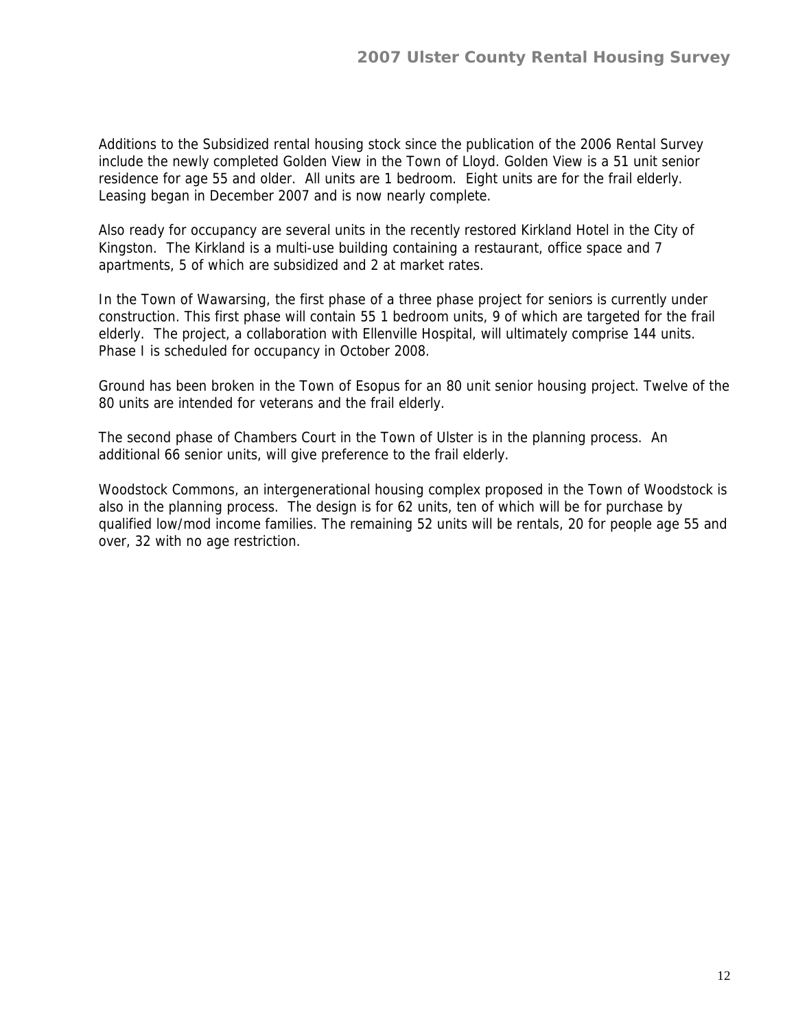Additions to the Subsidized rental housing stock since the publication of the 2006 Rental Survey include the newly completed Golden View in the Town of Lloyd. Golden View is a 51 unit senior residence for age 55 and older. All units are 1 bedroom. Eight units are for the frail elderly. Leasing began in December 2007 and is now nearly complete.

Also ready for occupancy are several units in the recently restored Kirkland Hotel in the City of Kingston. The Kirkland is a multi-use building containing a restaurant, office space and 7 apartments, 5 of which are subsidized and 2 at market rates.

In the Town of Wawarsing, the first phase of a three phase project for seniors is currently under construction. This first phase will contain 55 1 bedroom units, 9 of which are targeted for the frail elderly. The project, a collaboration with Ellenville Hospital, will ultimately comprise 144 units. Phase I is scheduled for occupancy in October 2008.

Ground has been broken in the Town of Esopus for an 80 unit senior housing project. Twelve of the 80 units are intended for veterans and the frail elderly.

The second phase of Chambers Court in the Town of Ulster is in the planning process. An additional 66 senior units, will give preference to the frail elderly.

Woodstock Commons, an intergenerational housing complex proposed in the Town of Woodstock is also in the planning process. The design is for 62 units, ten of which will be for purchase by qualified low/mod income families. The remaining 52 units will be rentals, 20 for people age 55 and over, 32 with no age restriction.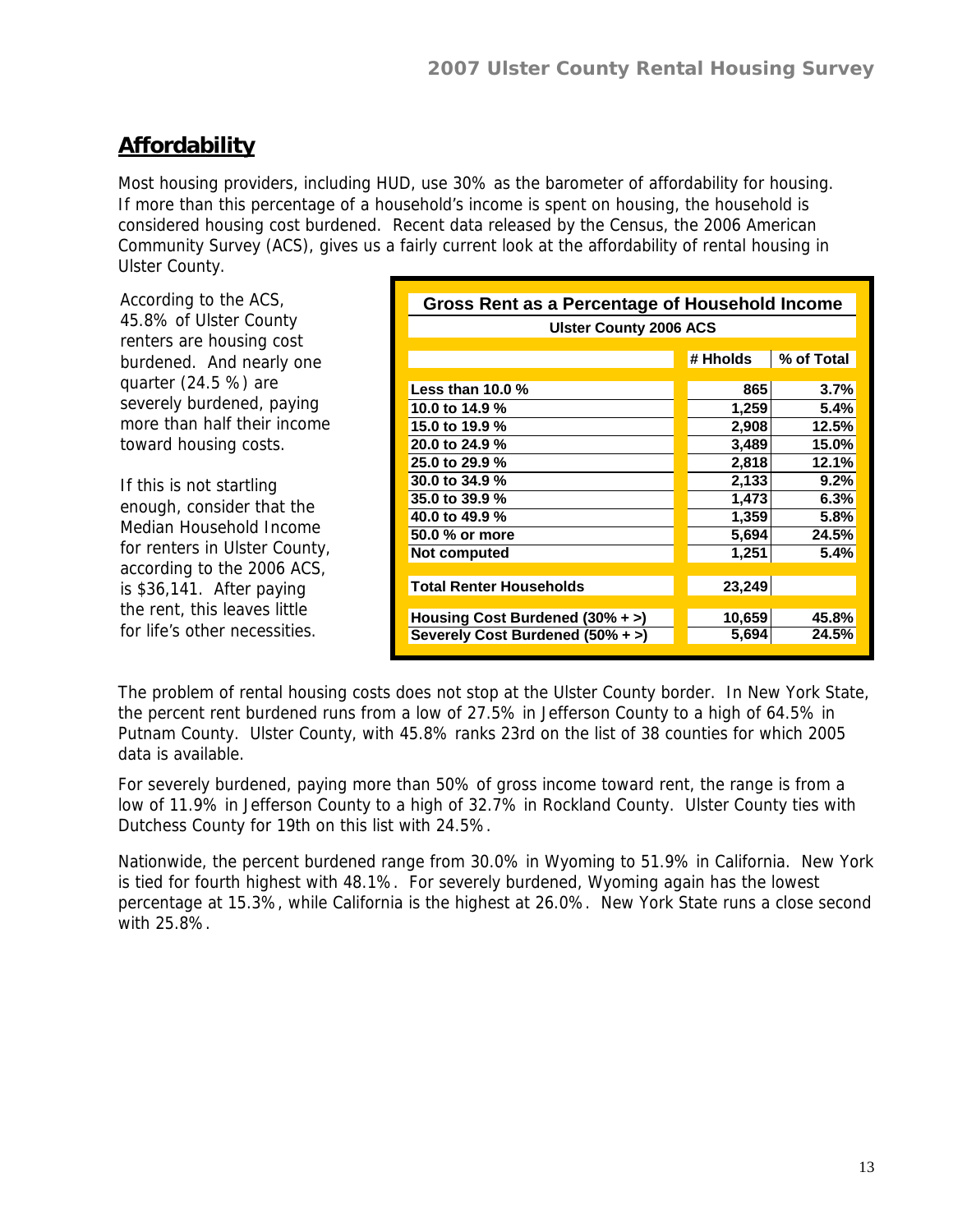## Affordability

Most housing providers, including HUD, use 30% as the barometer of affordability for housing. If more than this percentage of a household's income is spent on housing, the household is considered housing cost burdened. Recent data released by the Census, the 2006 American Community Survey (ACS), gives us a fairly current look at the affordability of rental housing in Ulster County.

According to the ACS, 45.8% of Ulster County renters are housing cost burdened. And nearly one quarter (24.5 %) are severely burdened, paying more than half their income toward housing costs.

If this is not startling enough, consider that the Median Household Income for renters in Ulster County, according to the 2006 ACS, is $36,141. After paying the rent, this leaves little for life's other necessities.

**Gross Rent as a Percentage of Household Income**

**Ulster County 2006 ACS**

| | # Hholds | % of Total |
|---|---|---|
| Less than 10.0 % | 865 | 3.7% |
| 10.0 to 14.9 % | 1,259 | 5.4% |
| 15.0 to 19.9 % | 2,908 | 12.5% |
| 20.0 to 24.9 % | 3,489 | 15.0% |
| 25.0 to 29.9 % | 2,818 | 12.1% |
| 30.0 to 34.9 % | 2,133 | 9.2% |
| 35.0 to 39.9 % | 1,473 | 6.3% |
| 40.0 to 49.9 % | 1,359 | 5.8% |
| 50.0 % or more | 5,694 | 24.5% |
| Not computed | 1,251 | 5.4% |
| **Total Renter Households** | **23,249** | |
| **Housing Cost Burdened (30% + >)** | **10,659** | **45.8%** |
| **Severely Cost Burdened (50% + >)** | **5,694** | **24.5%** |

The problem of rental housing costs does not stop at the Ulster County border. In New York State, the percent rent burdened runs from a low of 27.5% in Jefferson County to a high of 64.5% in Putnam County. Ulster County, with 45.8% ranks 23rd on the list of 38 counties for which 2005 data is available.

For severely burdened, paying more than 50% of gross income toward rent, the range is from a low of 11.9% in Jefferson County to a high of 32.7% in Rockland County. Ulster County ties with Dutchess County for 19th on this list with 24.5%.

Nationwide, the percent burdened range from 30.0% in Wyoming to 51.9% in California. New York is tied for fourth highest with 48.1%. For severely burdened, Wyoming again has the lowest percentage at 15.3%, while California is the highest at 26.0%. New York State runs a close second with 25.8%.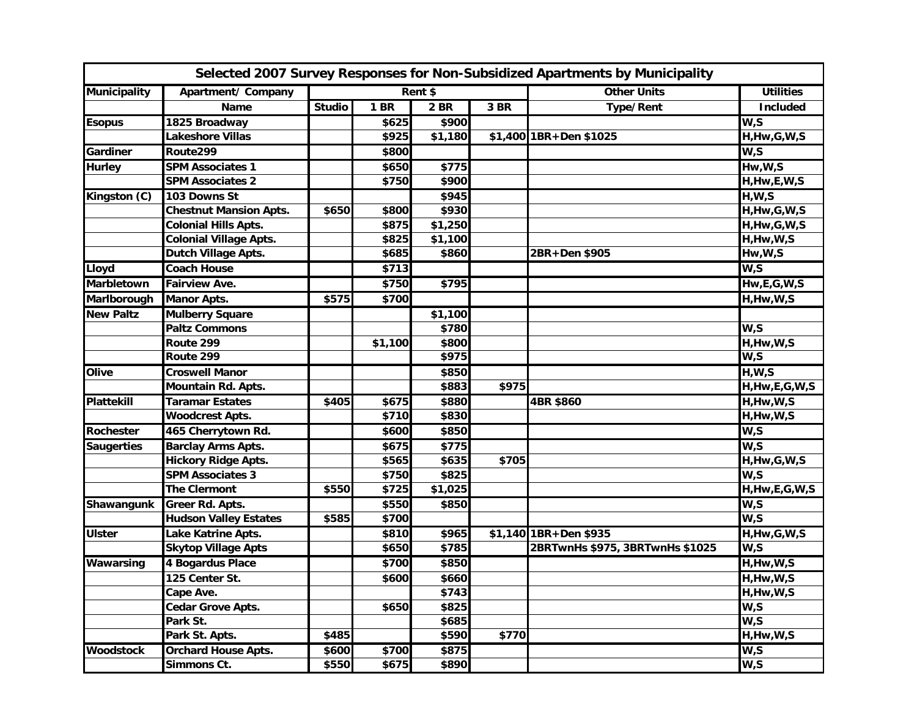| Selected 2007 Survey Responses for Non-Subsidized Apartments by Municipality | | | | | | | |
|---|---|---|---|---|---|---|---|
| Municipality | Apartment/ Company | Rent $ | | | | Other Units | Utilities |
| | Name | Studio | 1 BR | 2 BR | 3 BR | Type/Rent | Included |
| Esopus | 1825 Broadway | | $625 | $900 | | | W,S |
| | Lakeshore Villas | | $925 | $1,180 | $1,400 | 1BR+Den $1025 | H,Hw,G,W,S |
| Gardiner | Route299 | | $800 | | | | W,S |
| Hurley | SPM Associates 1 | | $650 | $775 | | | Hw,W,S |
| | SPM Associates 2 | | $750 | $900 | | | H,Hw,E,W,S |
| Kingston (C) | 103 Downs St | | | $945 | | | H,W,S |
| | Chestnut Mansion Apts. | $650 | $800 | $930 | | | H,Hw,G,W,S |
| | Colonial Hills Apts. | | $875 | $1,250 | | | H,Hw,G,W,S |
| | Colonial Village Apts. | | $825 | $1,100 | | | H,Hw,W,S |
| | Dutch Village Apts. | | $685 | $860 | | 2BR+Den $905 | Hw,W,S |
| Lloyd | Coach House | | $713 | | | | W,S |
| Marbletown | Fairview Ave. | | $750 | $795 | | | Hw,E,G,W,S |
| Marlborough | Manor Apts. | $575 | $700 | | | | H,Hw,W,S |
| New Paltz | Mulberry Square | | | $1,100 | | | |
| | Paltz Commons | | | $780 | | | W,S |
| | Route 299 | | $1,100 | $800 | | | H,Hw,W,S |
| | Route 299 | | | $975 | | | W,S |
| Olive | Croswell Manor | | | $850 | | | H,W,S |
| | Mountain Rd. Apts. | | | $883 | $975 | | H,Hw,E,G,W,S |
| Plattekill | Taramar Estates | $405 | $675 | $880 | | 4BR $860 | H,Hw,W,S |
| | Woodcrest Apts. | | $710 | $830 | | | H,Hw,W,S |
| Rochester | 465 Cherrytown Rd. | | $600 | $850 | | | W,S |
| Saugerties | Barclay Arms Apts. | | $675 | $775 | | | W,S |
| | Hickory Ridge Apts. | | $565 | $635 | $705 | | H,Hw,G,W,S |
| | SPM Associates 3 | | $750 | $825 | | | W,S |
| | The Clermont | $550 | $725 | $1,025 | | | H,Hw,E,G,W,S |
| Shawangunk | Greer Rd. Apts. | | $550 | $850 | | | W,S |
| | Hudson Valley Estates | $585 | $700 | | | | W,S |
| Ulster | Lake Katrine Apts. | | $810 | $965 | $1,140 | 1BR+Den $935 | H,Hw,G,W,S |
| | Skytop Village Apts | | $650 | $785 | | 2BRTwnHs $975, 3BRTwnHs $1025 | W,S |
| Wawarsing | 4 Bogardus Place | | $700 | $850 | | | H,Hw,W,S |
| | 125 Center St. | | $600 | $660 | | | H,Hw,W,S |
| | Cape Ave. | | | $743 | | | H,Hw,W,S |
| | Cedar Grove Apts. | | $650 | $825 | | | W,S |
| | Park St. | | | $685 | | | W,S |
| | Park St. Apts. | $485 | | $590 | $770 | | H,Hw,W,S |
| Woodstock | Orchard House Apts. | $600 | $700 | $875 | | | W,S |
| | Simmons Ct. | $550 | $675 | $890 | | | W,S |